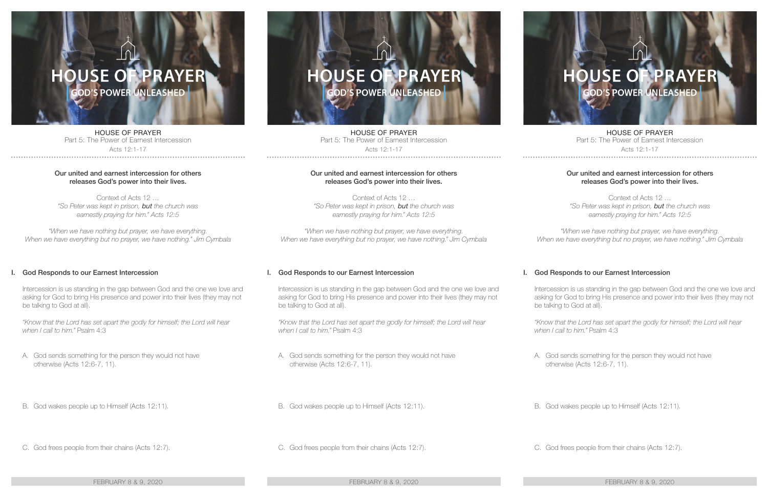# HOUSE OF PRAYER

## GOD'S POWER UNLEASHED

HOUSE OF PRAYER
Part 5: The Power of Earnest Intercession
Acts 12:1-17

**Our united and earnest intercession for others releases God's power into their lives.**

Context of Acts 12 …
*"So Peter was kept in prison,* ***but*** *the church was earnestly praying for him."* *Acts 12:5*

*"When we have nothing but prayer, we have everything. When we have everything but no prayer, we have nothing."* Jim Cymbala

## I. God Responds to our Earnest Intercession

Intercession is us standing in the gap between God and the one we love and asking for God to bring His presence and power into their lives (they may not be talking to God at all).

*"Know that the Lord has set apart the godly for himself; the Lord will hear when I call to him."* Psalm 4:3

A. God sends something for the person they would not have otherwise (Acts 12:6-7, 11).

B. God wakes people up to Himself (Acts 12:11).

C. God frees people from their chains (Acts 12:7).

FEBRUARY 8 & 9, 2020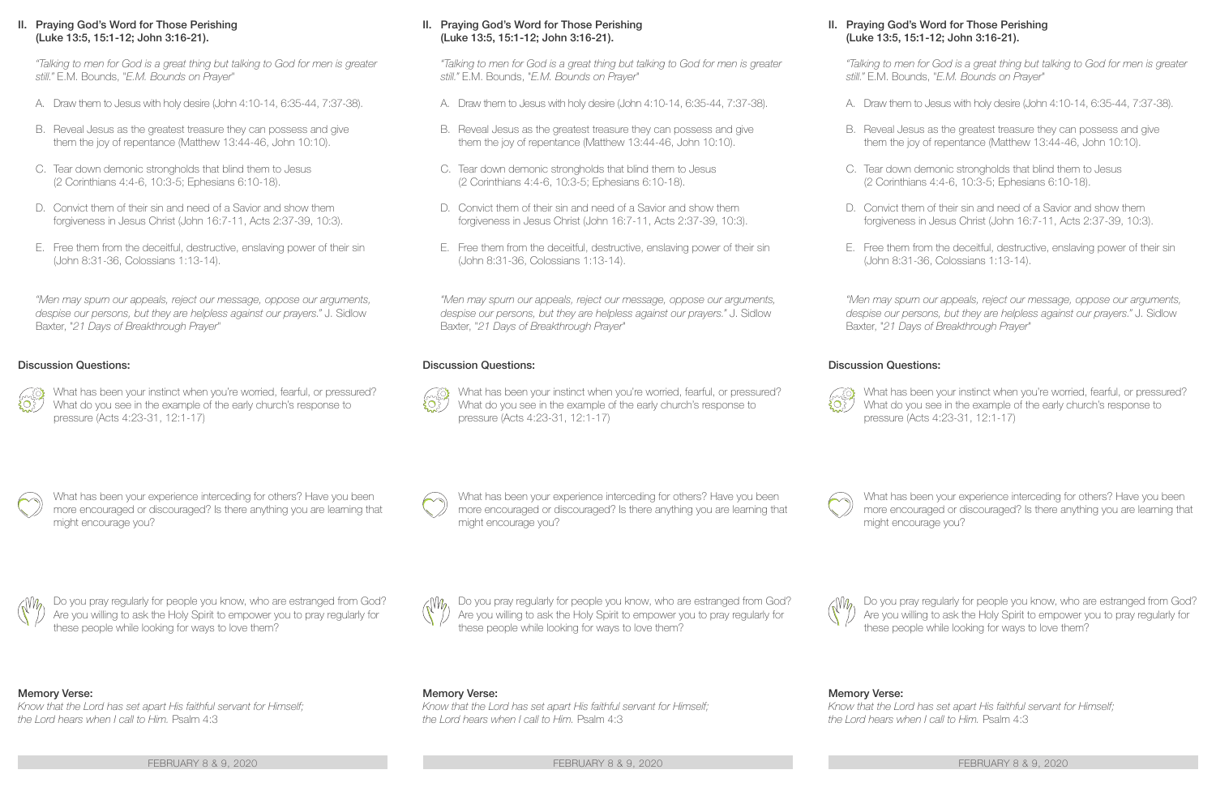## II. Praying God's Word for Those Perishing (Luke 13:5, 15:1-12; John 3:16-21).

*"Talking to men for God is a great thing but talking to God for men is greater still."* E.M. Bounds, "*E.M. Bounds on Prayer*"

A. Draw them to Jesus with holy desire (John 4:10-14, 6:35-44, 7:37-38).

B. Reveal Jesus as the greatest treasure they can possess and give them the joy of repentance (Matthew 13:44-46, John 10:10).

C. Tear down demonic strongholds that blind them to Jesus (2 Corinthians 4:4-6, 10:3-5; Ephesians 6:10-18).

D. Convict them of their sin and need of a Savior and show them forgiveness in Jesus Christ (John 16:7-11, Acts 2:37-39, 10:3).

E. Free them from the deceitful, destructive, enslaving power of their sin (John 8:31-36, Colossians 1:13-14).

*"Men may spurn our appeals, reject our message, oppose our arguments, despise our persons, but they are helpless against our prayers."* J. Sidlow Baxter, "*21 Days of Breakthrough Prayer*"

### Discussion Questions:

What has been your instinct when you're worried, fearful, or pressured? What do you see in the example of the early church's response to pressure (Acts 4:23-31, 12:1-17)

What has been your experience interceding for others? Have you been more encouraged or discouraged? Is there anything you are learning that might encourage you?

Do you pray regularly for people you know, who are estranged from God? Are you willing to ask the Holy Spirit to empower you to pray regularly for these people while looking for ways to love them?

**Memory Verse:**
*Know that the Lord has set apart His faithful servant for Himself; the Lord hears when I call to Him.* Psalm 4:3

## II. Praying God's Word for Those Perishing (Luke 13:5, 15:1-12; John 3:16-21).

*"Talking to men for God is a great thing but talking to God for men is greater still."* E.M. Bounds, "*E.M. Bounds on Prayer*"

A. Draw them to Jesus with holy desire (John 4:10-14, 6:35-44, 7:37-38).

B. Reveal Jesus as the greatest treasure they can possess and give them the joy of repentance (Matthew 13:44-46, John 10:10).

C. Tear down demonic strongholds that blind them to Jesus (2 Corinthians 4:4-6, 10:3-5; Ephesians 6:10-18).

D. Convict them of their sin and need of a Savior and show them forgiveness in Jesus Christ (John 16:7-11, Acts 2:37-39, 10:3).

E. Free them from the deceitful, destructive, enslaving power of their sin (John 8:31-36, Colossians 1:13-14).

*"Men may spurn our appeals, reject our message, oppose our arguments, despise our persons, but they are helpless against our prayers."* J. Sidlow Baxter, "*21 Days of Breakthrough Prayer*"

### Discussion Questions:

What has been your instinct when you're worried, fearful, or pressured? What do you see in the example of the early church's response to pressure (Acts 4:23-31, 12:1-17)

What has been your experience interceding for others? Have you been more encouraged or discouraged? Is there anything you are learning that might encourage you?

Do you pray regularly for people you know, who are estranged from God? Are you willing to ask the Holy Spirit to empower you to pray regularly for these people while looking for ways to love them?

**Memory Verse:**
*Know that the Lord has set apart His faithful servant for Himself; the Lord hears when I call to Him.* Psalm 4:3

## II. Praying God's Word for Those Perishing (Luke 13:5, 15:1-12; John 3:16-21).

*"Talking to men for God is a great thing but talking to God for men is greater still."* E.M. Bounds, "*E.M. Bounds on Prayer*"

A. Draw them to Jesus with holy desire (John 4:10-14, 6:35-44, 7:37-38).

B. Reveal Jesus as the greatest treasure they can possess and give them the joy of repentance (Matthew 13:44-46, John 10:10).

C. Tear down demonic strongholds that blind them to Jesus (2 Corinthians 4:4-6, 10:3-5; Ephesians 6:10-18).

D. Convict them of their sin and need of a Savior and show them forgiveness in Jesus Christ (John 16:7-11, Acts 2:37-39, 10:3).

E. Free them from the deceitful, destructive, enslaving power of their sin (John 8:31-36, Colossians 1:13-14).

*"Men may spurn our appeals, reject our message, oppose our arguments, despise our persons, but they are helpless against our prayers."* J. Sidlow Baxter, "*21 Days of Breakthrough Prayer*"

### Discussion Questions:

What has been your instinct when you're worried, fearful, or pressured? What do you see in the example of the early church's response to pressure (Acts 4:23-31, 12:1-17)

What has been your experience interceding for others? Have you been more encouraged or discouraged? Is there anything you are learning that might encourage you?

Do you pray regularly for people you know, who are estranged from God? Are you willing to ask the Holy Spirit to empower you to pray regularly for these people while looking for ways to love them?

**Memory Verse:**
*Know that the Lord has set apart His faithful servant for Himself; the Lord hears when I call to Him.* Psalm 4:3